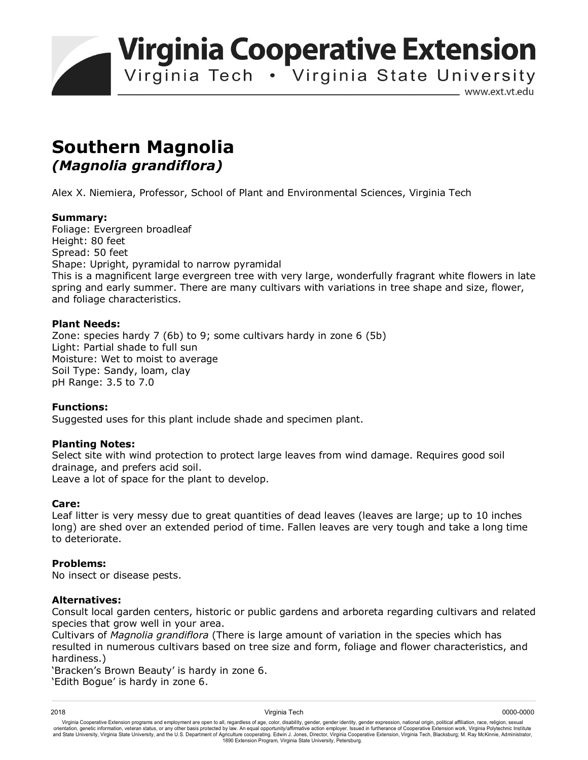# Southern Magnolia
## *(Magnolia grandiflora)*

Alex X. Niemiera, Professor, School of Plant and Environmental Sciences, Virginia Tech

**Summary:**
Foliage: Evergreen broadleaf
Height: 80 feet
Spread: 50 feet
Shape: Upright, pyramidal to narrow pyramidal
This is a magnificent large evergreen tree with very large, wonderfully fragrant white flowers in late spring and early summer. There are many cultivars with variations in tree shape and size, flower, and foliage characteristics.

**Plant Needs:**
Zone: species hardy 7 (6b) to 9; some cultivars hardy in zone 6 (5b)
Light: Partial shade to full sun
Moisture: Wet to moist to average
Soil Type: Sandy, loam, clay
pH Range: 3.5 to 7.0

**Functions:**
Suggested uses for this plant include shade and specimen plant.

**Planting Notes:**
Select site with wind protection to protect large leaves from wind damage. Requires good soil drainage, and prefers acid soil.
Leave a lot of space for the plant to develop.

**Care:**
Leaf litter is very messy due to great quantities of dead leaves (leaves are large; up to 10 inches long) are shed over an extended period of time. Fallen leaves are very tough and take a long time to deteriorate.

**Problems:**
No insect or disease pests.

**Alternatives:**
Consult local garden centers, historic or public gardens and arboreta regarding cultivars and related species that grow well in your area.
Cultivars of *Magnolia grandiflora* (There is large amount of variation in the species which has resulted in numerous cultivars based on tree size and form, foliage and flower characteristics, and hardiness.)
'Bracken's Brown Beauty' is hardy in zone 6.
'Edith Bogue' is hardy in zone 6.

Virginia Cooperative Extension programs and employment are open to all, regardless of age, color, disability, gender, gender identity, gender expression, national origin, political affiliation, race, religion, sexual orientation, genetic information, veteran status, or any other basis protected by law. An equal opportunity/affirmative action employer. Issued in furtherance of Cooperative Extension work, Virginia Polytechnic Institute and State University, Virginia State University, and the U.S. Department of Agriculture cooperating. Edwin J. Jones, Director, Virginia Cooperative Extension, Virginia Tech, Blacksburg; M. Ray McKinnie, Administrator, 1890 Extension Program, Virginia State University, Petersburg.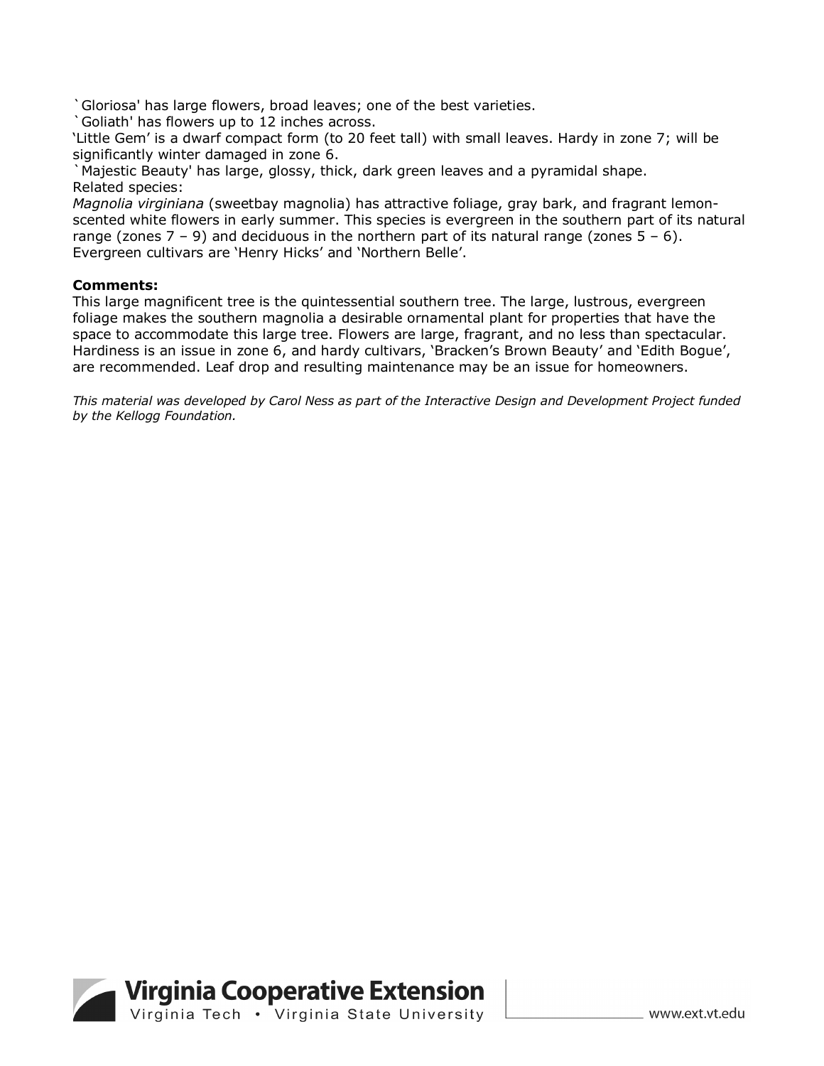`Gloriosa' has large flowers, broad leaves; one of the best varieties.
`Goliath' has flowers up to 12 inches across.
'Little Gem' is a dwarf compact form (to 20 feet tall) with small leaves. Hardy in zone 7; will be significantly winter damaged in zone 6.
`Majestic Beauty' has large, glossy, thick, dark green leaves and a pyramidal shape.
Related species:
*Magnolia virginiana* (sweetbay magnolia) has attractive foliage, gray bark, and fragrant lemon-scented white flowers in early summer. This species is evergreen in the southern part of its natural range (zones 7 – 9) and deciduous in the northern part of its natural range (zones 5 – 6). Evergreen cultivars are 'Henry Hicks' and 'Northern Belle'.

**Comments:**
This large magnificent tree is the quintessential southern tree. The large, lustrous, evergreen foliage makes the southern magnolia a desirable ornamental plant for properties that have the space to accommodate this large tree. Flowers are large, fragrant, and no less than spectacular. Hardiness is an issue in zone 6, and hardy cultivars, 'Bracken's Brown Beauty' and 'Edith Bogue', are recommended. Leaf drop and resulting maintenance may be an issue for homeowners.

*This material was developed by Carol Ness as part of the Interactive Design and Development Project funded by the Kellogg Foundation.*

Virginia Cooperative Extension
Virginia Tech • Virginia State University

www.ext.vt.edu